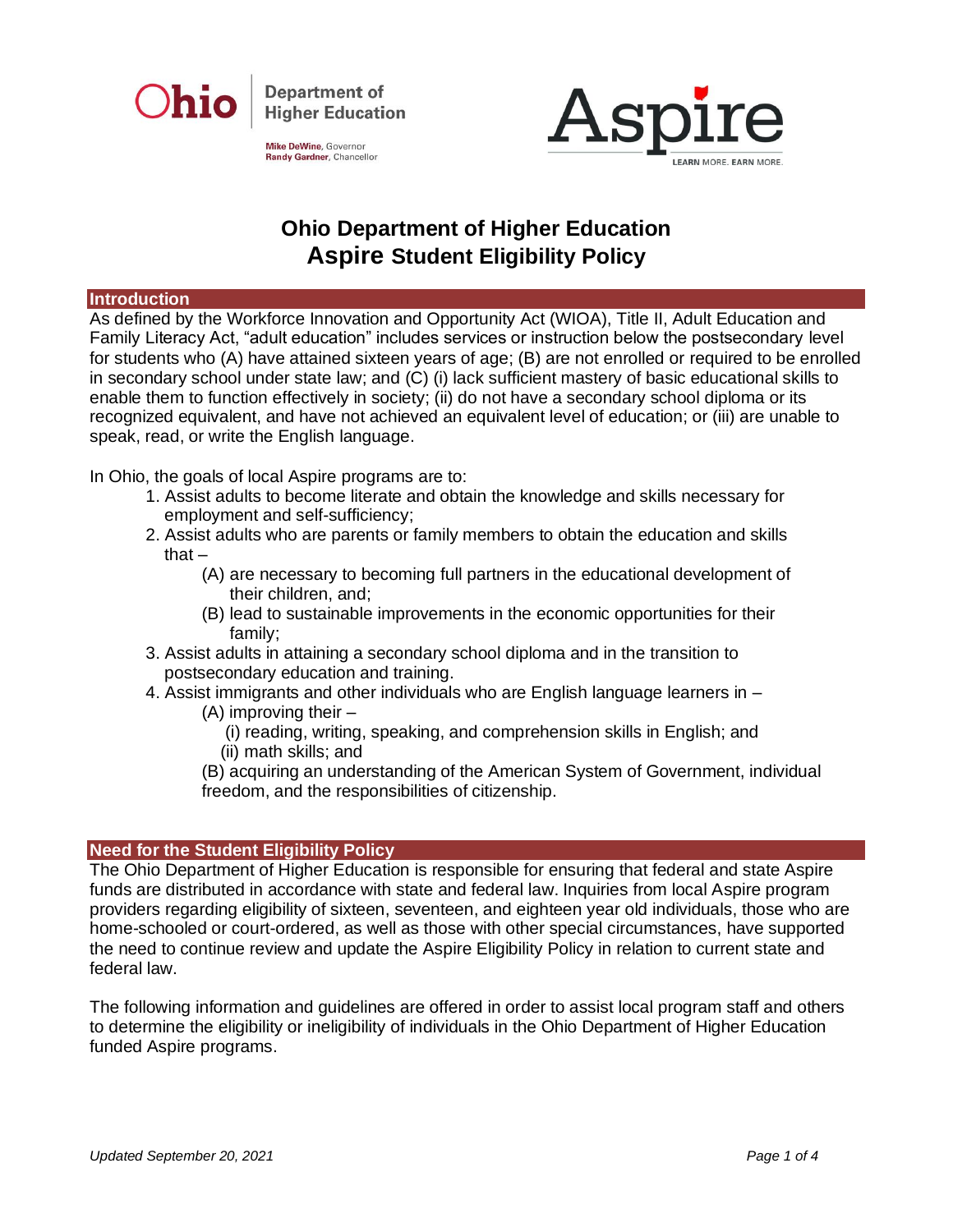Ohio Department of Higher Education

Mike DeWine, Governor
Randy Gardner, Chancellor

Aspire
LEARN MORE. EARN MORE.

# Ohio Department of Higher Education
# Aspire Student Eligibility Policy

## Introduction

As defined by the Workforce Innovation and Opportunity Act (WIOA), Title II, Adult Education and Family Literacy Act, “adult education” includes services or instruction below the postsecondary level for students who (A) have attained sixteen years of age; (B) are not enrolled or required to be enrolled in secondary school under state law; and (C) (i) lack sufficient mastery of basic educational skills to enable them to function effectively in society; (ii) do not have a secondary school diploma or its recognized equivalent, and have not achieved an equivalent level of education; or (iii) are unable to speak, read, or write the English language.

In Ohio, the goals of local Aspire programs are to:

1. Assist adults to become literate and obtain the knowledge and skills necessary for employment and self-sufficiency;
2. Assist adults who are parents or family members to obtain the education and skills that –
   - (A) are necessary to becoming full partners in the educational development of their children, and;
   - (B) lead to sustainable improvements in the economic opportunities for their family;
3. Assist adults in attaining a secondary school diploma and in the transition to postsecondary education and training.
4. Assist immigrants and other individuals who are English language learners in –
   - (A) improving their –
     - (i) reading, writing, speaking, and comprehension skills in English; and
     - (ii) math skills; and
   - (B) acquiring an understanding of the American System of Government, individual freedom, and the responsibilities of citizenship.

## Need for the Student Eligibility Policy

The Ohio Department of Higher Education is responsible for ensuring that federal and state Aspire funds are distributed in accordance with state and federal law. Inquiries from local Aspire program providers regarding eligibility of sixteen, seventeen, and eighteen year old individuals, those who are home-schooled or court-ordered, as well as those with other special circumstances, have supported the need to continue review and update the Aspire Eligibility Policy in relation to current state and federal law.

The following information and guidelines are offered in order to assist local program staff and others to determine the eligibility or ineligibility of individuals in the Ohio Department of Higher Education funded Aspire programs.

*Updated September 20, 2021*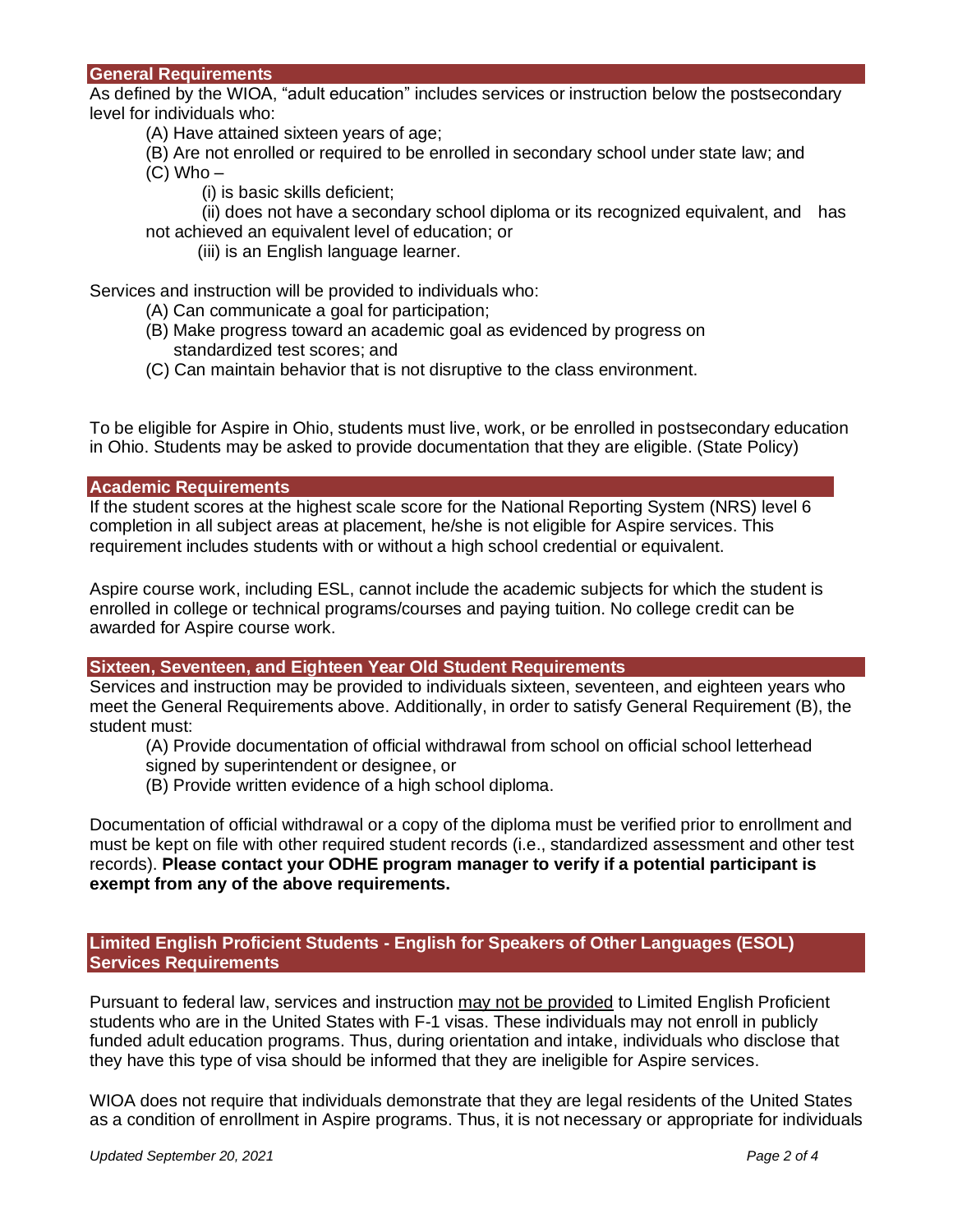## General Requirements

As defined by the WIOA, "adult education" includes services or instruction below the postsecondary level for individuals who:

(A) Have attained sixteen years of age;

(B) Are not enrolled or required to be enrolled in secondary school under state law; and

(C) Who –

(i) is basic skills deficient;

(ii) does not have a secondary school diploma or its recognized equivalent, and has not achieved an equivalent level of education; or

(iii) is an English language learner.

Services and instruction will be provided to individuals who:

(A) Can communicate a goal for participation;

(B) Make progress toward an academic goal as evidenced by progress on standardized test scores; and

(C) Can maintain behavior that is not disruptive to the class environment.

To be eligible for Aspire in Ohio, students must live, work, or be enrolled in postsecondary education in Ohio. Students may be asked to provide documentation that they are eligible. (State Policy)

## Academic Requirements

If the student scores at the highest scale score for the National Reporting System (NRS) level 6 completion in all subject areas at placement, he/she is not eligible for Aspire services. This requirement includes students with or without a high school credential or equivalent.

Aspire course work, including ESL, cannot include the academic subjects for which the student is enrolled in college or technical programs/courses and paying tuition. No college credit can be awarded for Aspire course work.

## Sixteen, Seventeen, and Eighteen Year Old Student Requirements

Services and instruction may be provided to individuals sixteen, seventeen, and eighteen years who meet the General Requirements above. Additionally, in order to satisfy General Requirement (B), the student must:

(A) Provide documentation of official withdrawal from school on official school letterhead signed by superintendent or designee, or

(B) Provide written evidence of a high school diploma.

Documentation of official withdrawal or a copy of the diploma must be verified prior to enrollment and must be kept on file with other required student records (i.e., standardized assessment and other test records). **Please contact your ODHE program manager to verify if a potential participant is exempt from any of the above requirements.**

## Limited English Proficient Students - English for Speakers of Other Languages (ESOL) Services Requirements

Pursuant to federal law, services and instruction may not be provided to Limited English Proficient students who are in the United States with F-1 visas. These individuals may not enroll in publicly funded adult education programs. Thus, during orientation and intake, individuals who disclose that they have this type of visa should be informed that they are ineligible for Aspire services.

WIOA does not require that individuals demonstrate that they are legal residents of the United States as a condition of enrollment in Aspire programs. Thus, it is not necessary or appropriate for individuals

*Updated September 20, 2021*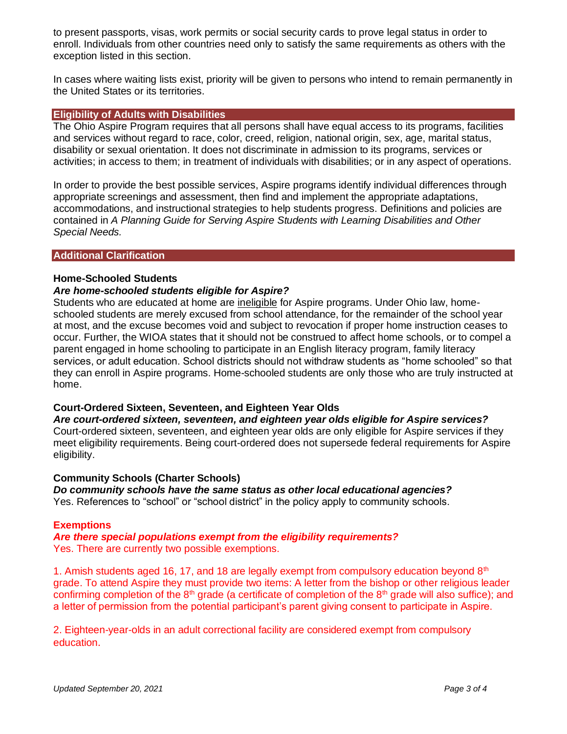to present passports, visas, work permits or social security cards to prove legal status in order to enroll. Individuals from other countries need only to satisfy the same requirements as others with the exception listed in this section.

In cases where waiting lists exist, priority will be given to persons who intend to remain permanently in the United States or its territories.

## Eligibility of Adults with Disabilities

The Ohio Aspire Program requires that all persons shall have equal access to its programs, facilities and services without regard to race, color, creed, religion, national origin, sex, age, marital status, disability or sexual orientation. It does not discriminate in admission to its programs, services or activities; in access to them; in treatment of individuals with disabilities; or in any aspect of operations.

In order to provide the best possible services, Aspire programs identify individual differences through appropriate screenings and assessment, then find and implement the appropriate adaptations, accommodations, and instructional strategies to help students progress. Definitions and policies are contained in *A Planning Guide for Serving Aspire Students with Learning Disabilities and Other Special Needs.*

## Additional Clarification

### Home-Schooled Students

***Are home-schooled students eligible for Aspire?***

Students who are educated at home are ineligible for Aspire programs. Under Ohio law, home-schooled students are merely excused from school attendance, for the remainder of the school year at most, and the excuse becomes void and subject to revocation if proper home instruction ceases to occur. Further, the WIOA states that it should not be construed to affect home schools, or to compel a parent engaged in home schooling to participate in an English literacy program, family literacy services, or adult education. School districts should not withdraw students as "home schooled" so that they can enroll in Aspire programs. Home-schooled students are only those who are truly instructed at home.

### Court-Ordered Sixteen, Seventeen, and Eighteen Year Olds

***Are court-ordered sixteen, seventeen, and eighteen year olds eligible for Aspire services?***

Court-ordered sixteen, seventeen, and eighteen year olds are only eligible for Aspire services if they meet eligibility requirements. Being court-ordered does not supersede federal requirements for Aspire eligibility.

### Community Schools (Charter Schools)

***Do community schools have the same status as other local educational agencies?***

Yes. References to "school" or "school district" in the policy apply to community schools.

### Exemptions

***Are there special populations exempt from the eligibility requirements?***

Yes. There are currently two possible exemptions.

1. Amish students aged 16, 17, and 18 are legally exempt from compulsory education beyond 8th grade. To attend Aspire they must provide two items: A letter from the bishop or other religious leader confirming completion of the 8th grade (a certificate of completion of the 8th grade will also suffice); and a letter of permission from the potential participant's parent giving consent to participate in Aspire.

2. Eighteen-year-olds in an adult correctional facility are considered exempt from compulsory education.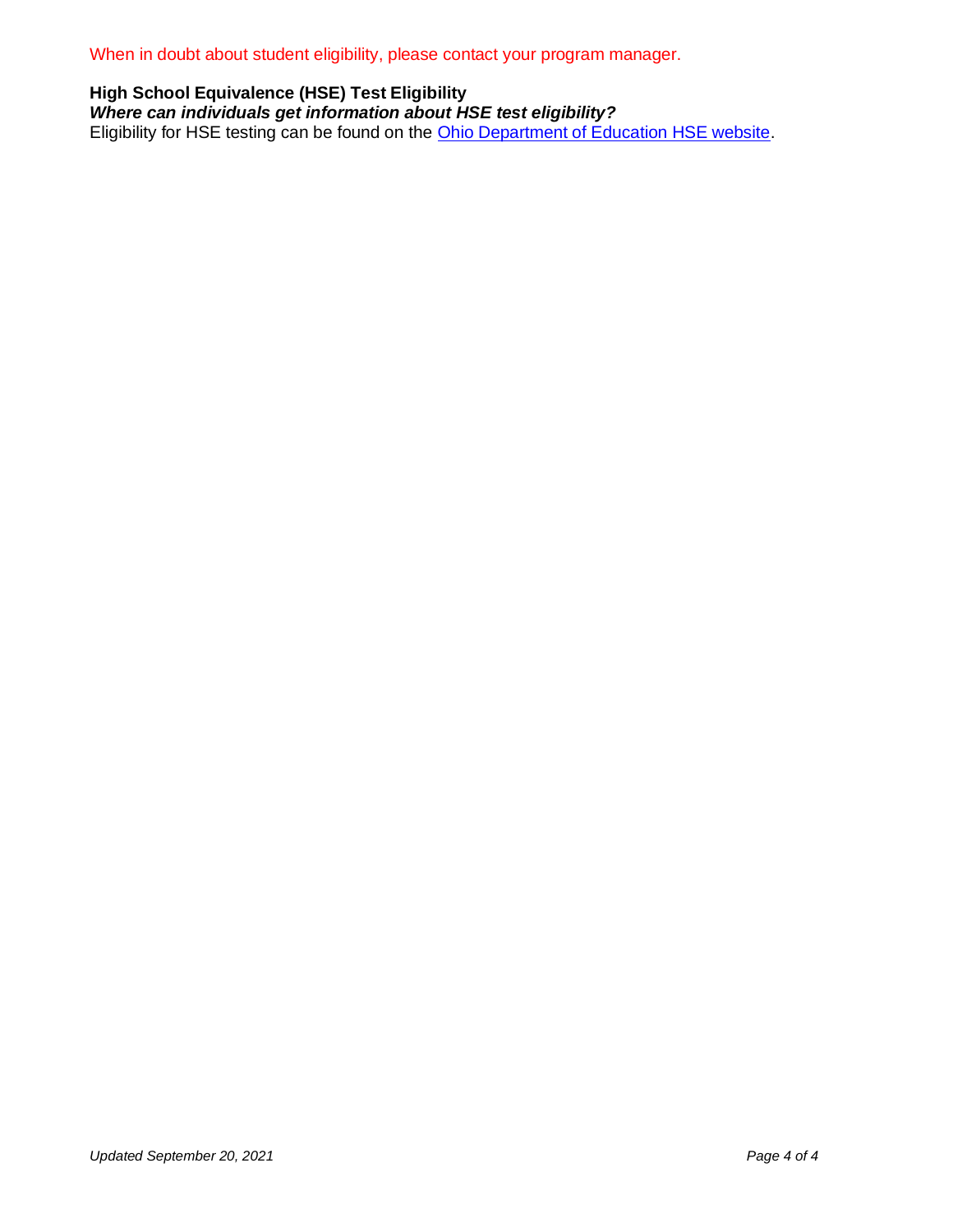When in doubt about student eligibility, please contact your program manager.

**High School Equivalence (HSE) Test Eligibility**

***Where can individuals get information about HSE test eligibility?***

Eligibility for HSE testing can be found on the Ohio Department of Education HSE website.